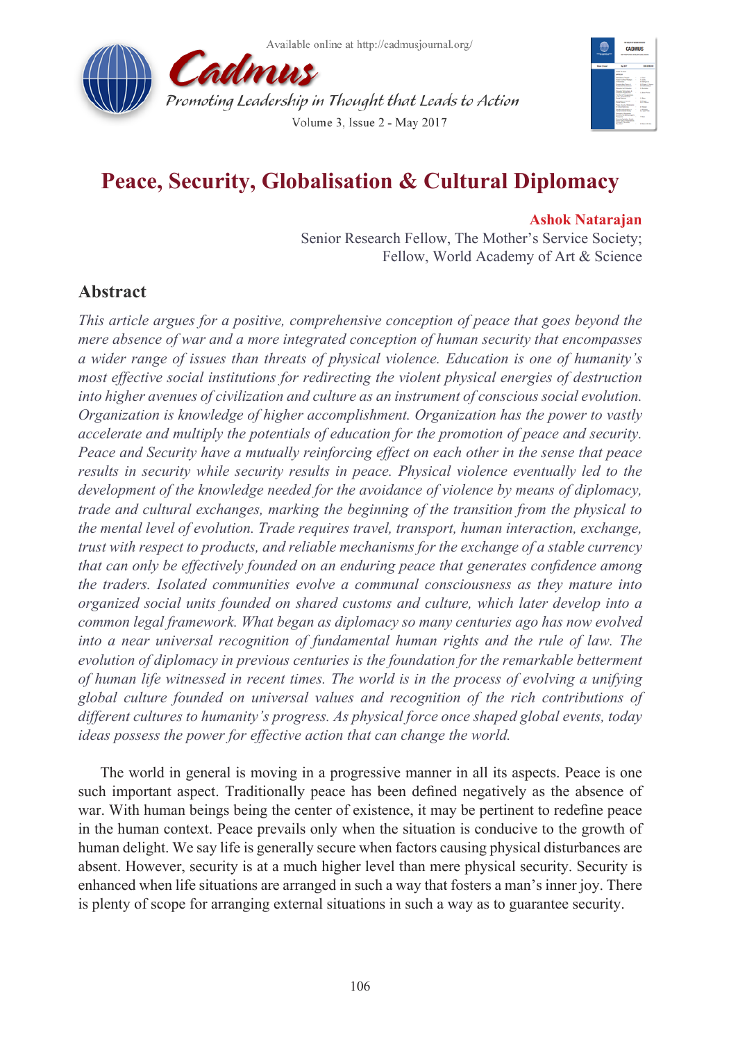# Peace, Security, Globalisation & Cultural Diplomacy

**Ashok Natarajan**
Senior Research Fellow, The Mother's Service Society;
Fellow, World Academy of Art & Science

## Abstract

*This article argues for a positive, comprehensive conception of peace that goes beyond the mere absence of war and a more integrated conception of human security that encompasses a wider range of issues than threats of physical violence. Education is one of humanity's most effective social institutions for redirecting the violent physical energies of destruction into higher avenues of civilization and culture as an instrument of conscious social evolution. Organization is knowledge of higher accomplishment. Organization has the power to vastly accelerate and multiply the potentials of education for the promotion of peace and security. Peace and Security have a mutually reinforcing effect on each other in the sense that peace results in security while security results in peace. Physical violence eventually led to the development of the knowledge needed for the avoidance of violence by means of diplomacy, trade and cultural exchanges, marking the beginning of the transition from the physical to the mental level of evolution. Trade requires travel, transport, human interaction, exchange, trust with respect to products, and reliable mechanisms for the exchange of a stable currency that can only be effectively founded on an enduring peace that generates confidence among the traders. Isolated communities evolve a communal consciousness as they mature into organized social units founded on shared customs and culture, which later develop into a common legal framework. What began as diplomacy so many centuries ago has now evolved into a near universal recognition of fundamental human rights and the rule of law. The evolution of diplomacy in previous centuries is the foundation for the remarkable betterment of human life witnessed in recent times. The world is in the process of evolving a unifying global culture founded on universal values and recognition of the rich contributions of different cultures to humanity's progress. As physical force once shaped global events, today ideas possess the power for effective action that can change the world.*

The world in general is moving in a progressive manner in all its aspects. Peace is one such important aspect. Traditionally peace has been defined negatively as the absence of war. With human beings being the center of existence, it may be pertinent to redefine peace in the human context. Peace prevails only when the situation is conducive to the growth of human delight. We say life is generally secure when factors causing physical disturbances are absent. However, security is at a much higher level than mere physical security. Security is enhanced when life situations are arranged in such a way that fosters a man's inner joy. There is plenty of scope for arranging external situations in such a way as to guarantee security.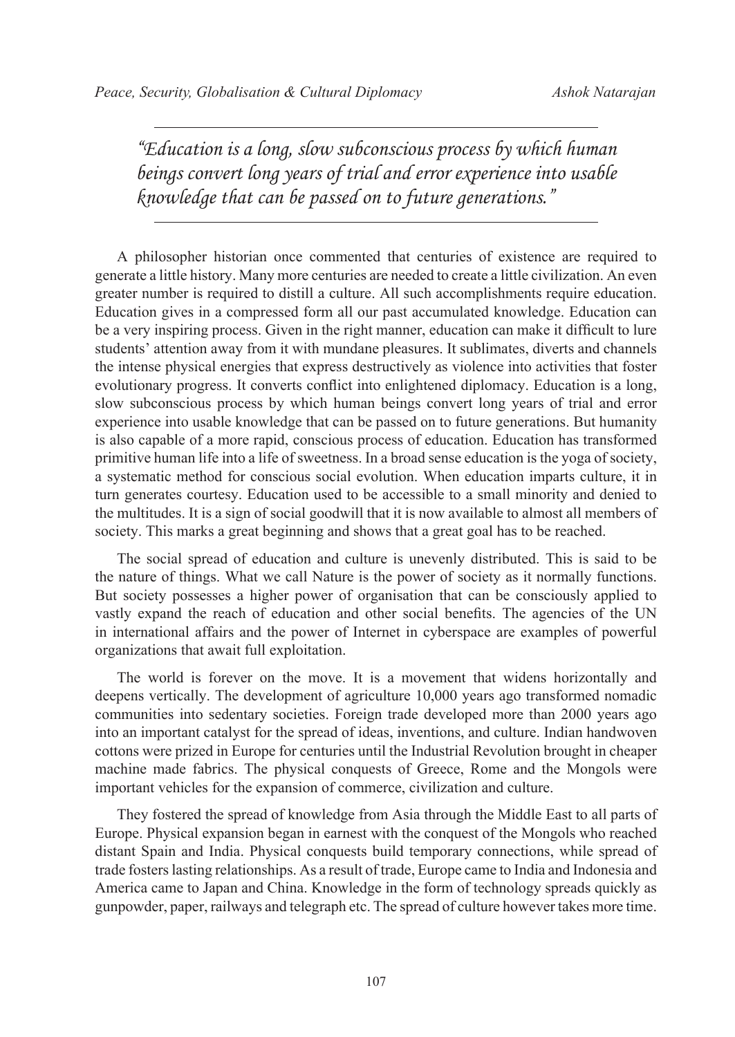*"Education is a long, slow subconscious process by which human beings convert long years of trial and error experience into usable knowledge that can be passed on to future generations."*

---

A philosopher historian once commented that centuries of existence are required to generate a little history. Many more centuries are needed to create a little civilization. An even greater number is required to distill a culture. All such accomplishments require education. Education gives in a compressed form all our past accumulated knowledge. Education can be a very inspiring process. Given in the right manner, education can make it difficult to lure students' attention away from it with mundane pleasures. It sublimates, diverts and channels the intense physical energies that express destructively as violence into activities that foster evolutionary progress. It converts conflict into enlightened diplomacy. Education is a long, slow subconscious process by which human beings convert long years of trial and error experience into usable knowledge that can be passed on to future generations. But humanity is also capable of a more rapid, conscious process of education. Education has transformed primitive human life into a life of sweetness. In a broad sense education is the yoga of society, a systematic method for conscious social evolution. When education imparts culture, it in turn generates courtesy. Education used to be accessible to a small minority and denied to the multitudes. It is a sign of social goodwill that it is now available to almost all members of society. This marks a great beginning and shows that a great goal has to be reached.

The social spread of education and culture is unevenly distributed. This is said to be the nature of things. What we call Nature is the power of society as it normally functions. But society possesses a higher power of organisation that can be consciously applied to vastly expand the reach of education and other social benefits. The agencies of the UN in international affairs and the power of Internet in cyberspace are examples of powerful organizations that await full exploitation.

The world is forever on the move. It is a movement that widens horizontally and deepens vertically. The development of agriculture 10,000 years ago transformed nomadic communities into sedentary societies. Foreign trade developed more than 2000 years ago into an important catalyst for the spread of ideas, inventions, and culture. Indian handwoven cottons were prized in Europe for centuries until the Industrial Revolution brought in cheaper machine made fabrics. The physical conquests of Greece, Rome and the Mongols were important vehicles for the expansion of commerce, civilization and culture.

They fostered the spread of knowledge from Asia through the Middle East to all parts of Europe. Physical expansion began in earnest with the conquest of the Mongols who reached distant Spain and India. Physical conquests build temporary connections, while spread of trade fosters lasting relationships. As a result of trade, Europe came to India and Indonesia and America came to Japan and China. Knowledge in the form of technology spreads quickly as gunpowder, paper, railways and telegraph etc. The spread of culture however takes more time.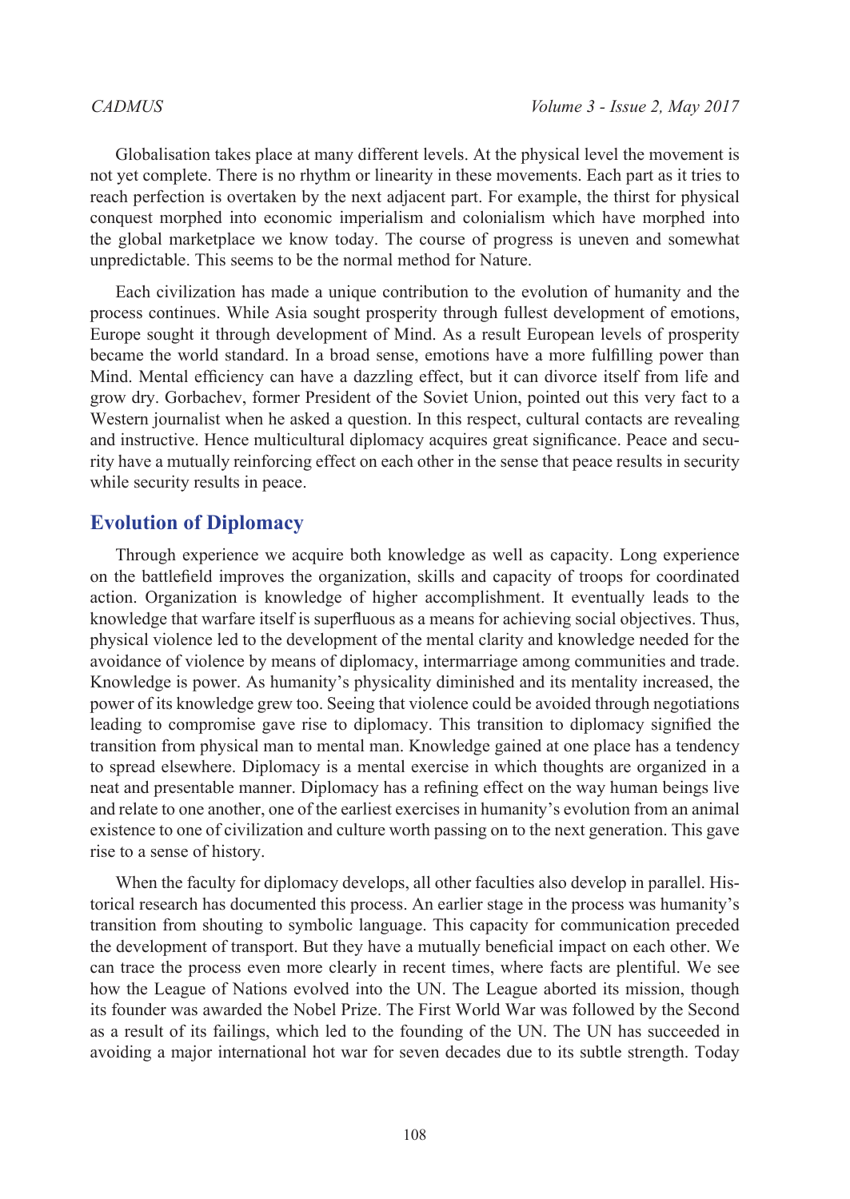Globalisation takes place at many different levels. At the physical level the movement is not yet complete. There is no rhythm or linearity in these movements. Each part as it tries to reach perfection is overtaken by the next adjacent part. For example, the thirst for physical conquest morphed into economic imperialism and colonialism which have morphed into the global marketplace we know today. The course of progress is uneven and somewhat unpredictable. This seems to be the normal method for Nature.

Each civilization has made a unique contribution to the evolution of humanity and the process continues. While Asia sought prosperity through fullest development of emotions, Europe sought it through development of Mind. As a result European levels of prosperity became the world standard. In a broad sense, emotions have a more fulfilling power than Mind. Mental efficiency can have a dazzling effect, but it can divorce itself from life and grow dry. Gorbachev, former President of the Soviet Union, pointed out this very fact to a Western journalist when he asked a question. In this respect, cultural contacts are revealing and instructive. Hence multicultural diplomacy acquires great significance. Peace and security have a mutually reinforcing effect on each other in the sense that peace results in security while security results in peace.

## Evolution of Diplomacy

Through experience we acquire both knowledge as well as capacity. Long experience on the battlefield improves the organization, skills and capacity of troops for coordinated action. Organization is knowledge of higher accomplishment. It eventually leads to the knowledge that warfare itself is superfluous as a means for achieving social objectives. Thus, physical violence led to the development of the mental clarity and knowledge needed for the avoidance of violence by means of diplomacy, intermarriage among communities and trade. Knowledge is power. As humanity's physicality diminished and its mentality increased, the power of its knowledge grew too. Seeing that violence could be avoided through negotiations leading to compromise gave rise to diplomacy. This transition to diplomacy signified the transition from physical man to mental man. Knowledge gained at one place has a tendency to spread elsewhere. Diplomacy is a mental exercise in which thoughts are organized in a neat and presentable manner. Diplomacy has a refining effect on the way human beings live and relate to one another, one of the earliest exercises in humanity's evolution from an animal existence to one of civilization and culture worth passing on to the next generation. This gave rise to a sense of history.

When the faculty for diplomacy develops, all other faculties also develop in parallel. Historical research has documented this process. An earlier stage in the process was humanity's transition from shouting to symbolic language. This capacity for communication preceded the development of transport. But they have a mutually beneficial impact on each other. We can trace the process even more clearly in recent times, where facts are plentiful. We see how the League of Nations evolved into the UN. The League aborted its mission, though its founder was awarded the Nobel Prize. The First World War was followed by the Second as a result of its failings, which led to the founding of the UN. The UN has succeeded in avoiding a major international hot war for seven decades due to its subtle strength. Today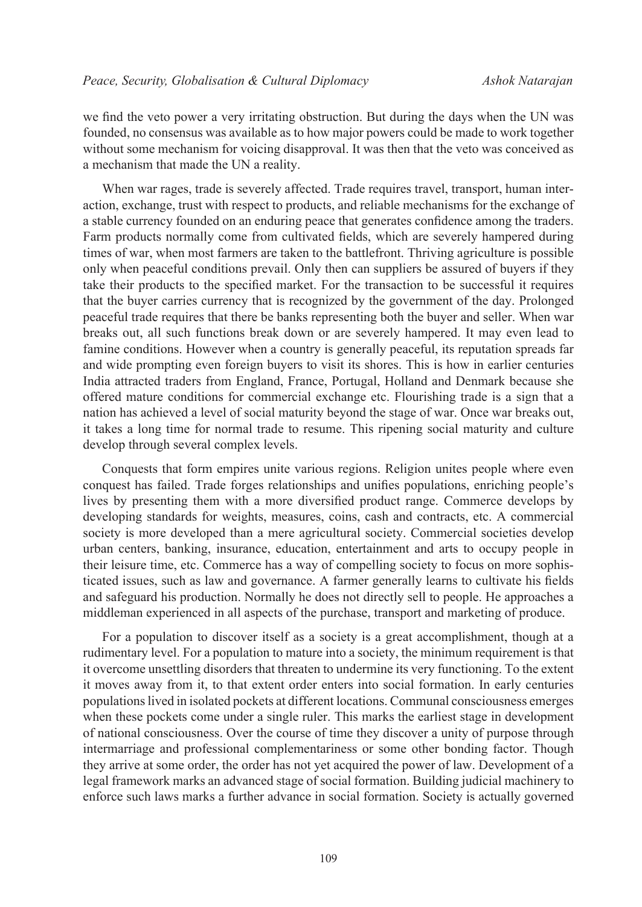we find the veto power a very irritating obstruction. But during the days when the UN was founded, no consensus was available as to how major powers could be made to work together without some mechanism for voicing disapproval. It was then that the veto was conceived as a mechanism that made the UN a reality.

When war rages, trade is severely affected. Trade requires travel, transport, human interaction, exchange, trust with respect to products, and reliable mechanisms for the exchange of a stable currency founded on an enduring peace that generates confidence among the traders. Farm products normally come from cultivated fields, which are severely hampered during times of war, when most farmers are taken to the battlefront. Thriving agriculture is possible only when peaceful conditions prevail. Only then can suppliers be assured of buyers if they take their products to the specified market. For the transaction to be successful it requires that the buyer carries currency that is recognized by the government of the day. Prolonged peaceful trade requires that there be banks representing both the buyer and seller. When war breaks out, all such functions break down or are severely hampered. It may even lead to famine conditions. However when a country is generally peaceful, its reputation spreads far and wide prompting even foreign buyers to visit its shores. This is how in earlier centuries India attracted traders from England, France, Portugal, Holland and Denmark because she offered mature conditions for commercial exchange etc. Flourishing trade is a sign that a nation has achieved a level of social maturity beyond the stage of war. Once war breaks out, it takes a long time for normal trade to resume. This ripening social maturity and culture develop through several complex levels.

Conquests that form empires unite various regions. Religion unites people where even conquest has failed. Trade forges relationships and unifies populations, enriching people's lives by presenting them with a more diversified product range. Commerce develops by developing standards for weights, measures, coins, cash and contracts, etc. A commercial society is more developed than a mere agricultural society. Commercial societies develop urban centers, banking, insurance, education, entertainment and arts to occupy people in their leisure time, etc. Commerce has a way of compelling society to focus on more sophisticated issues, such as law and governance. A farmer generally learns to cultivate his fields and safeguard his production. Normally he does not directly sell to people. He approaches a middleman experienced in all aspects of the purchase, transport and marketing of produce.

For a population to discover itself as a society is a great accomplishment, though at a rudimentary level. For a population to mature into a society, the minimum requirement is that it overcome unsettling disorders that threaten to undermine its very functioning. To the extent it moves away from it, to that extent order enters into social formation. In early centuries populations lived in isolated pockets at different locations. Communal consciousness emerges when these pockets come under a single ruler. This marks the earliest stage in development of national consciousness. Over the course of time they discover a unity of purpose through intermarriage and professional complementariness or some other bonding factor. Though they arrive at some order, the order has not yet acquired the power of law. Development of a legal framework marks an advanced stage of social formation. Building judicial machinery to enforce such laws marks a further advance in social formation. Society is actually governed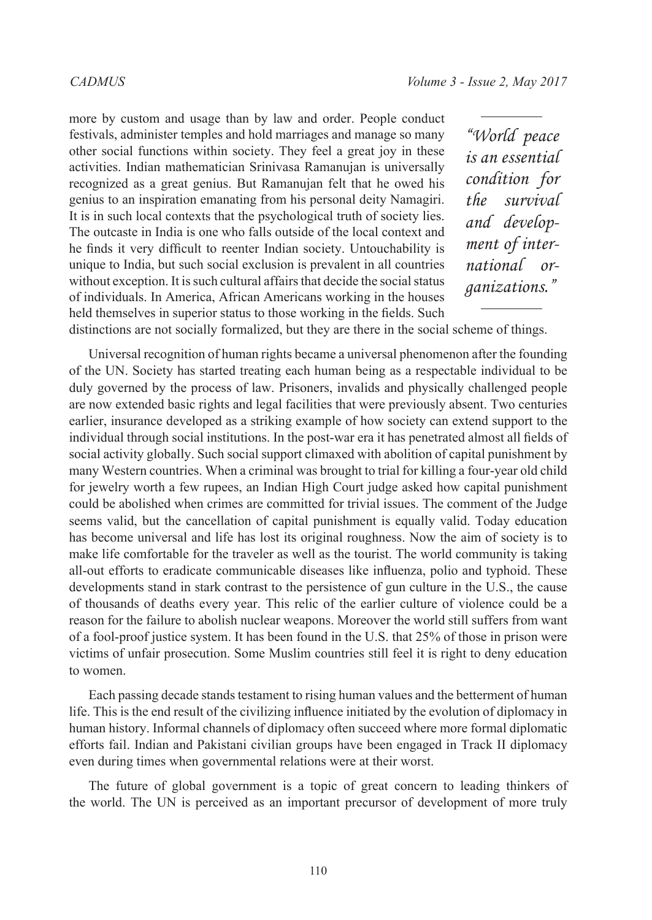more by custom and usage than by law and order. People conduct festivals, administer temples and hold marriages and manage so many other social functions within society. They feel a great joy in these activities. Indian mathematician Srinivasa Ramanujan is universally recognized as a great genius. But Ramanujan felt that he owed his genius to an inspiration emanating from his personal deity Namagiri. It is in such local contexts that the psychological truth of society lies. The outcaste in India is one who falls outside of the local context and he finds it very difficult to reenter Indian society. Untouchability is unique to India, but such social exclusion is prevalent in all countries without exception. It is such cultural affairs that decide the social status of individuals. In America, African Americans working in the houses held themselves in superior status to those working in the fields. Such distinctions are not socially formalized, but they are there in the social scheme of things.

> *"World peace is an essential condition for the survival and development of international organizations."*

Universal recognition of human rights became a universal phenomenon after the founding of the UN. Society has started treating each human being as a respectable individual to be duly governed by the process of law. Prisoners, invalids and physically challenged people are now extended basic rights and legal facilities that were previously absent. Two centuries earlier, insurance developed as a striking example of how society can extend support to the individual through social institutions. In the post-war era it has penetrated almost all fields of social activity globally. Such social support climaxed with abolition of capital punishment by many Western countries. When a criminal was brought to trial for killing a four-year old child for jewelry worth a few rupees, an Indian High Court judge asked how capital punishment could be abolished when crimes are committed for trivial issues. The comment of the Judge seems valid, but the cancellation of capital punishment is equally valid. Today education has become universal and life has lost its original roughness. Now the aim of society is to make life comfortable for the traveler as well as the tourist. The world community is taking all-out efforts to eradicate communicable diseases like influenza, polio and typhoid. These developments stand in stark contrast to the persistence of gun culture in the U.S., the cause of thousands of deaths every year. This relic of the earlier culture of violence could be a reason for the failure to abolish nuclear weapons. Moreover the world still suffers from want of a fool-proof justice system. It has been found in the U.S. that 25% of those in prison were victims of unfair prosecution. Some Muslim countries still feel it is right to deny education to women.

Each passing decade stands testament to rising human values and the betterment of human life. This is the end result of the civilizing influence initiated by the evolution of diplomacy in human history. Informal channels of diplomacy often succeed where more formal diplomatic efforts fail. Indian and Pakistani civilian groups have been engaged in Track II diplomacy even during times when governmental relations were at their worst.

The future of global government is a topic of great concern to leading thinkers of the world. The UN is perceived as an important precursor of development of more truly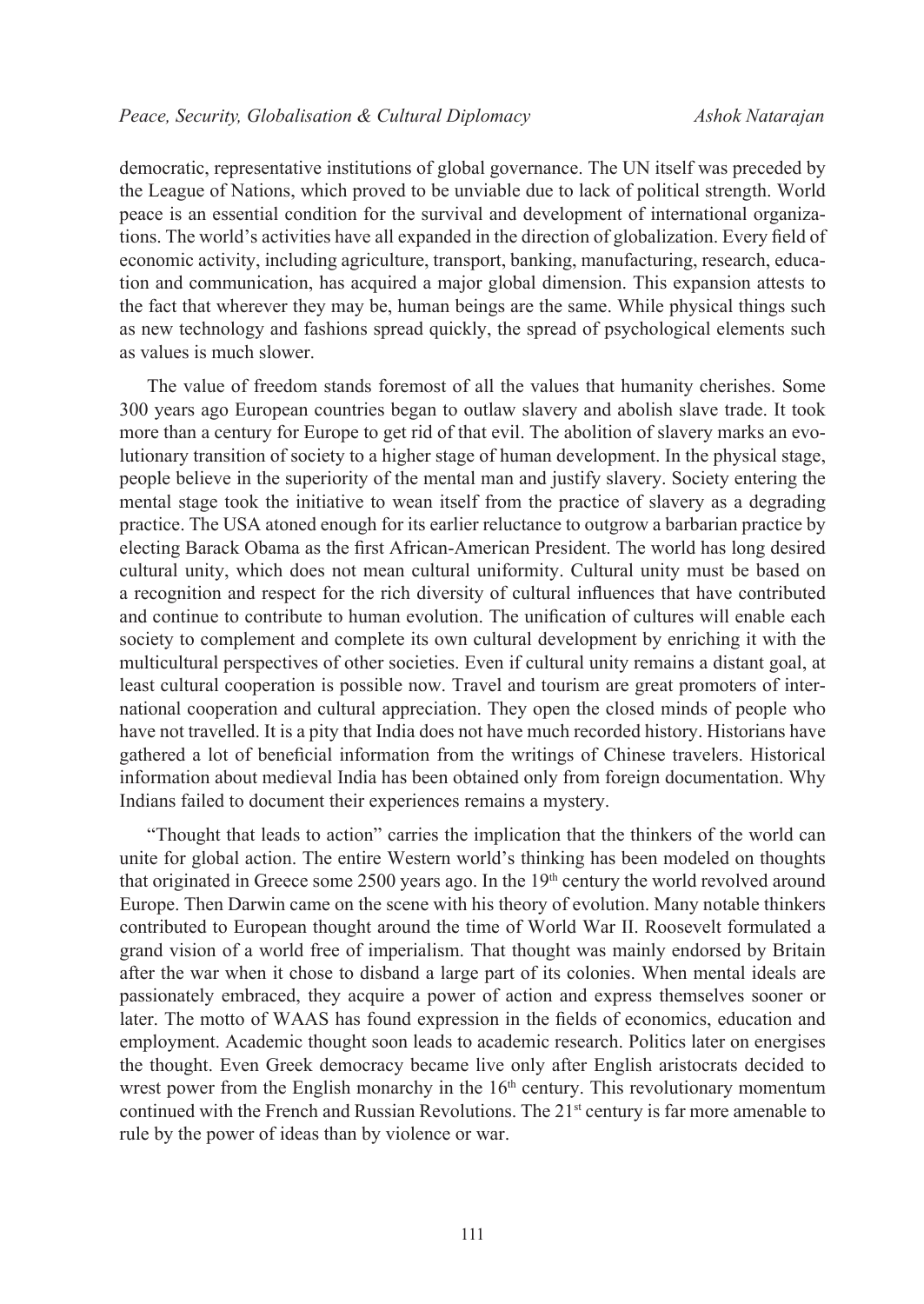democratic, representative institutions of global governance. The UN itself was preceded by the League of Nations, which proved to be unviable due to lack of political strength. World peace is an essential condition for the survival and development of international organizations. The world's activities have all expanded in the direction of globalization. Every field of economic activity, including agriculture, transport, banking, manufacturing, research, education and communication, has acquired a major global dimension. This expansion attests to the fact that wherever they may be, human beings are the same. While physical things such as new technology and fashions spread quickly, the spread of psychological elements such as values is much slower.

The value of freedom stands foremost of all the values that humanity cherishes. Some 300 years ago European countries began to outlaw slavery and abolish slave trade. It took more than a century for Europe to get rid of that evil. The abolition of slavery marks an evolutionary transition of society to a higher stage of human development. In the physical stage, people believe in the superiority of the mental man and justify slavery. Society entering the mental stage took the initiative to wean itself from the practice of slavery as a degrading practice. The USA atoned enough for its earlier reluctance to outgrow a barbarian practice by electing Barack Obama as the first African-American President. The world has long desired cultural unity, which does not mean cultural uniformity. Cultural unity must be based on a recognition and respect for the rich diversity of cultural influences that have contributed and continue to contribute to human evolution. The unification of cultures will enable each society to complement and complete its own cultural development by enriching it with the multicultural perspectives of other societies. Even if cultural unity remains a distant goal, at least cultural cooperation is possible now. Travel and tourism are great promoters of international cooperation and cultural appreciation. They open the closed minds of people who have not travelled. It is a pity that India does not have much recorded history. Historians have gathered a lot of beneficial information from the writings of Chinese travelers. Historical information about medieval India has been obtained only from foreign documentation. Why Indians failed to document their experiences remains a mystery.

"Thought that leads to action" carries the implication that the thinkers of the world can unite for global action. The entire Western world's thinking has been modeled on thoughts that originated in Greece some 2500 years ago. In the 19th century the world revolved around Europe. Then Darwin came on the scene with his theory of evolution. Many notable thinkers contributed to European thought around the time of World War II. Roosevelt formulated a grand vision of a world free of imperialism. That thought was mainly endorsed by Britain after the war when it chose to disband a large part of its colonies. When mental ideals are passionately embraced, they acquire a power of action and express themselves sooner or later. The motto of WAAS has found expression in the fields of economics, education and employment. Academic thought soon leads to academic research. Politics later on energises the thought. Even Greek democracy became live only after English aristocrats decided to wrest power from the English monarchy in the 16th century. This revolutionary momentum continued with the French and Russian Revolutions. The 21st century is far more amenable to rule by the power of ideas than by violence or war.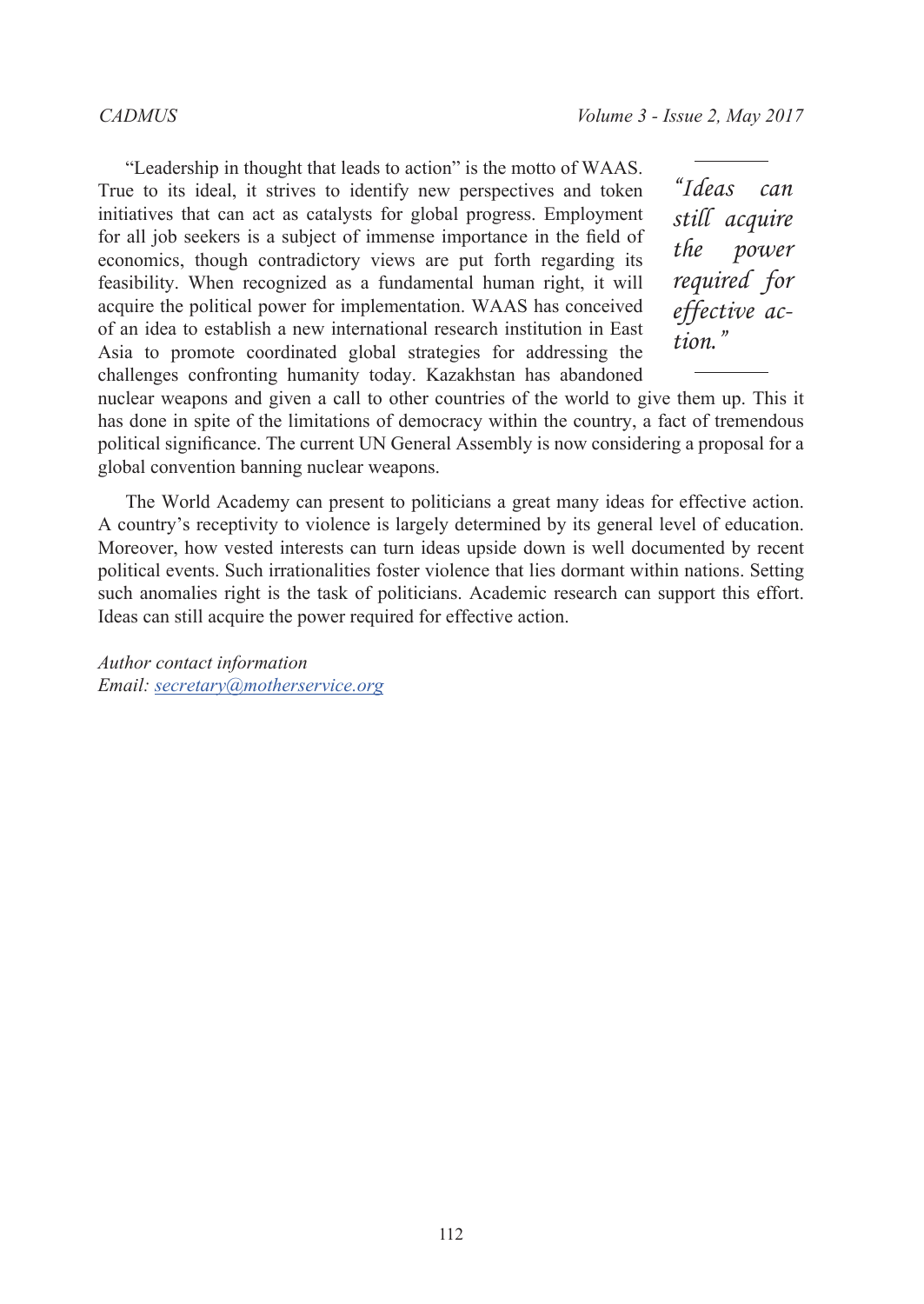"Leadership in thought that leads to action" is the motto of WAAS. True to its ideal, it strives to identify new perspectives and token initiatives that can act as catalysts for global progress. Employment for all job seekers is a subject of immense importance in the field of economics, though contradictory views are put forth regarding its feasibility. When recognized as a fundamental human right, it will acquire the political power for implementation. WAAS has conceived of an idea to establish a new international research institution in East Asia to promote coordinated global strategies for addressing the challenges confronting humanity today. Kazakhstan has abandoned nuclear weapons and given a call to other countries of the world to give them up. This it has done in spite of the limitations of democracy within the country, a fact of tremendous political significance. The current UN General Assembly is now considering a proposal for a global convention banning nuclear weapons.

*"Ideas can still acquire the power required for effective action."*

The World Academy can present to politicians a great many ideas for effective action. A country's receptivity to violence is largely determined by its general level of education. Moreover, how vested interests can turn ideas upside down is well documented by recent political events. Such irrationalities foster violence that lies dormant within nations. Setting such anomalies right is the task of politicians. Academic research can support this effort. Ideas can still acquire the power required for effective action.

*Author contact information*
*Email: secretary@motherservice.org*